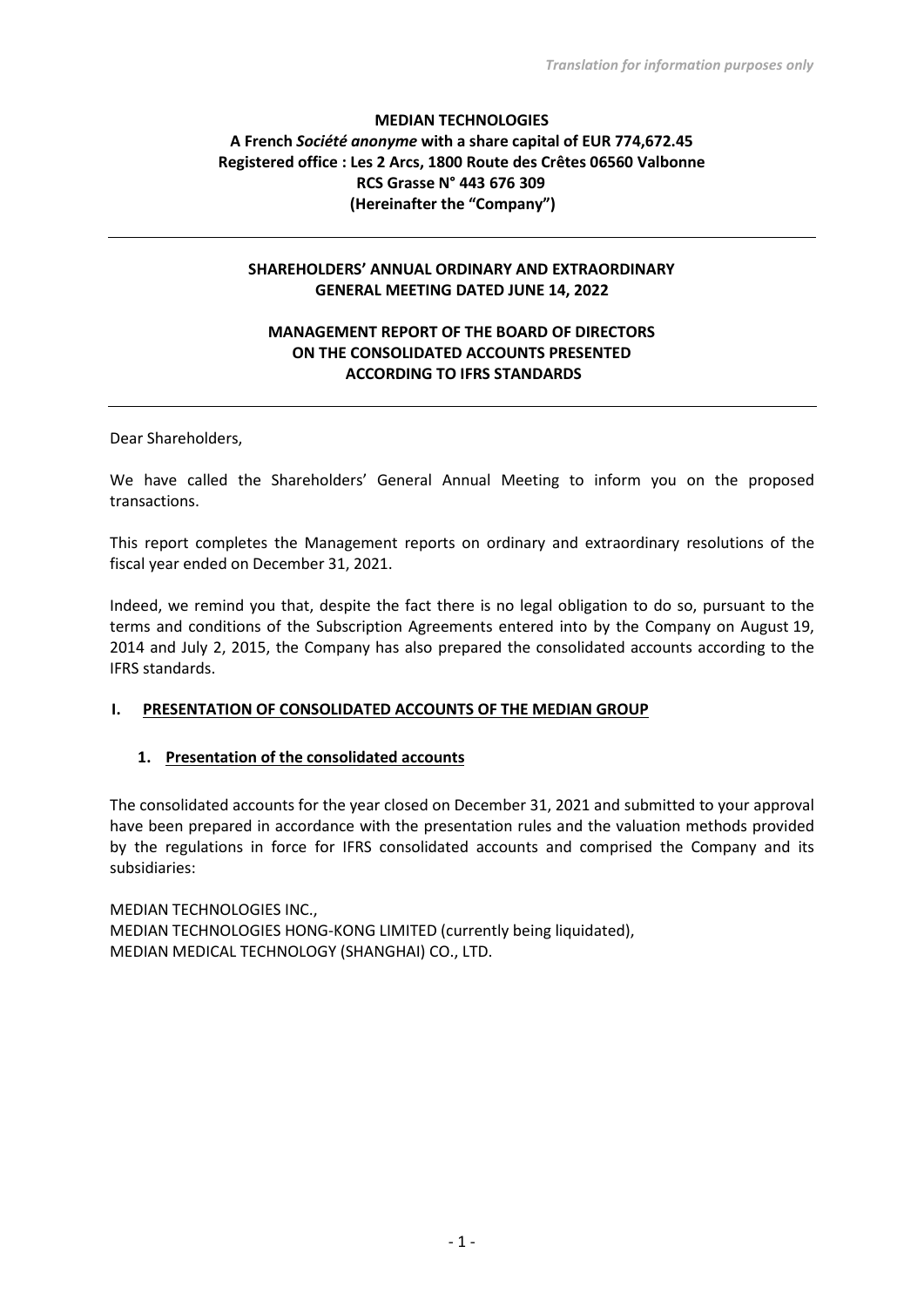*Translation for information purposes only*

**MEDIAN TECHNOLOGIES**
**A French *Société anonyme* with a share capital of EUR 774,672.45**
**Registered office : Les 2 Arcs, 1800 Route des Crêtes 06560 Valbonne**
**RCS Grasse N° 443 676 309**
**(Hereinafter the "Company")**

---

**SHAREHOLDERS' ANNUAL ORDINARY AND EXTRAORDINARY GENERAL MEETING DATED JUNE 14, 2022**

**MANAGEMENT REPORT OF THE BOARD OF DIRECTORS ON THE CONSOLIDATED ACCOUNTS PRESENTED ACCORDING TO IFRS STANDARDS**

---

Dear Shareholders,

We have called the Shareholders' General Annual Meeting to inform you on the proposed transactions.

This report completes the Management reports on ordinary and extraordinary resolutions of the fiscal year ended on December 31, 2021.

Indeed, we remind you that, despite the fact there is no legal obligation to do so, pursuant to the terms and conditions of the Subscription Agreements entered into by the Company on August 19, 2014 and July 2, 2015, the Company has also prepared the consolidated accounts according to the IFRS standards.

## I. PRESENTATION OF CONSOLIDATED ACCOUNTS OF THE MEDIAN GROUP

### 1. Presentation of the consolidated accounts

The consolidated accounts for the year closed on December 31, 2021 and submitted to your approval have been prepared in accordance with the presentation rules and the valuation methods provided by the regulations in force for IFRS consolidated accounts and comprised the Company and its subsidiaries:

MEDIAN TECHNOLOGIES INC.,
MEDIAN TECHNOLOGIES HONG-KONG LIMITED (currently being liquidated),
MEDIAN MEDICAL TECHNOLOGY (SHANGHAI) CO., LTD.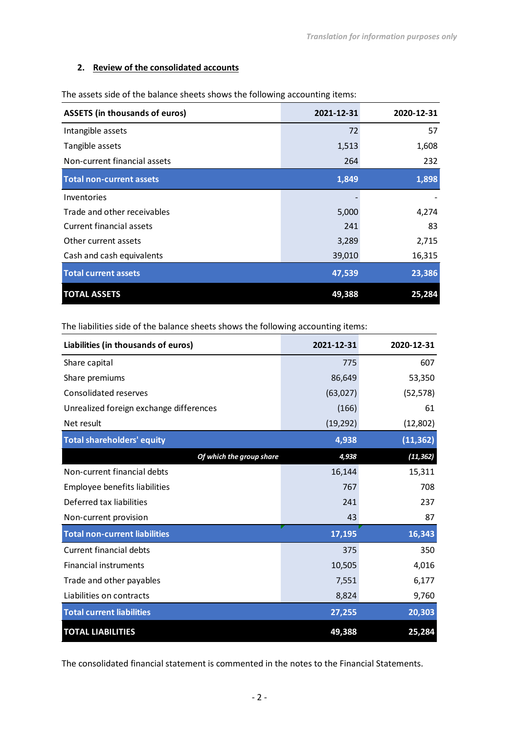*Translation for information purposes only*

## 2. Review of the consolidated accounts

The assets side of the balance sheets shows the following accounting items:

| ASSETS (in thousands of euros) | 2021-12-31 | 2020-12-31 |
|---|---|---|
| Intangible assets | 72 | 57 |
| Tangible assets | 1,513 | 1,608 |
| Non-current financial assets | 264 | 232 |
| **Total non-current assets** | **1,849** | **1,898** |
| Inventories | - | - |
| Trade and other receivables | 5,000 | 4,274 |
| Current financial assets | 241 | 83 |
| Other current assets | 3,289 | 2,715 |
| Cash and cash equivalents | 39,010 | 16,315 |
| **Total current assets** | **47,539** | **23,386** |
| **TOTAL ASSETS** | **49,388** | **25,284** |

The liabilities side of the balance sheets shows the following accounting items:

| Liabilities (in thousands of euros) | 2021-12-31 | 2020-12-31 |
|---|---|---|
| Share capital | 775 | 607 |
| Share premiums | 86,649 | 53,350 |
| Consolidated reserves | (63,027) | (52,578) |
| Unrealized foreign exchange differences | (166) | 61 |
| Net result | (19,292) | (12,802) |
| **Total shareholders' equity** | **4,938** | **(11,362)** |
| *Of which the group share* | *4,938* | *(11,362)* |
| Non-current financial debts | 16,144 | 15,311 |
| Employee benefits liabilities | 767 | 708 |
| Deferred tax liabilities | 241 | 237 |
| Non-current provision | 43 | 87 |
| **Total non-current liabilities** | **17,195** | **16,343** |
| Current financial debts | 375 | 350 |
| Financial instruments | 10,505 | 4,016 |
| Trade and other payables | 7,551 | 6,177 |
| Liabilities on contracts | 8,824 | 9,760 |
| **Total current liabilities** | **27,255** | **20,303** |
| **TOTAL LIABILITIES** | **49,388** | **25,284** |

The consolidated financial statement is commented in the notes to the Financial Statements.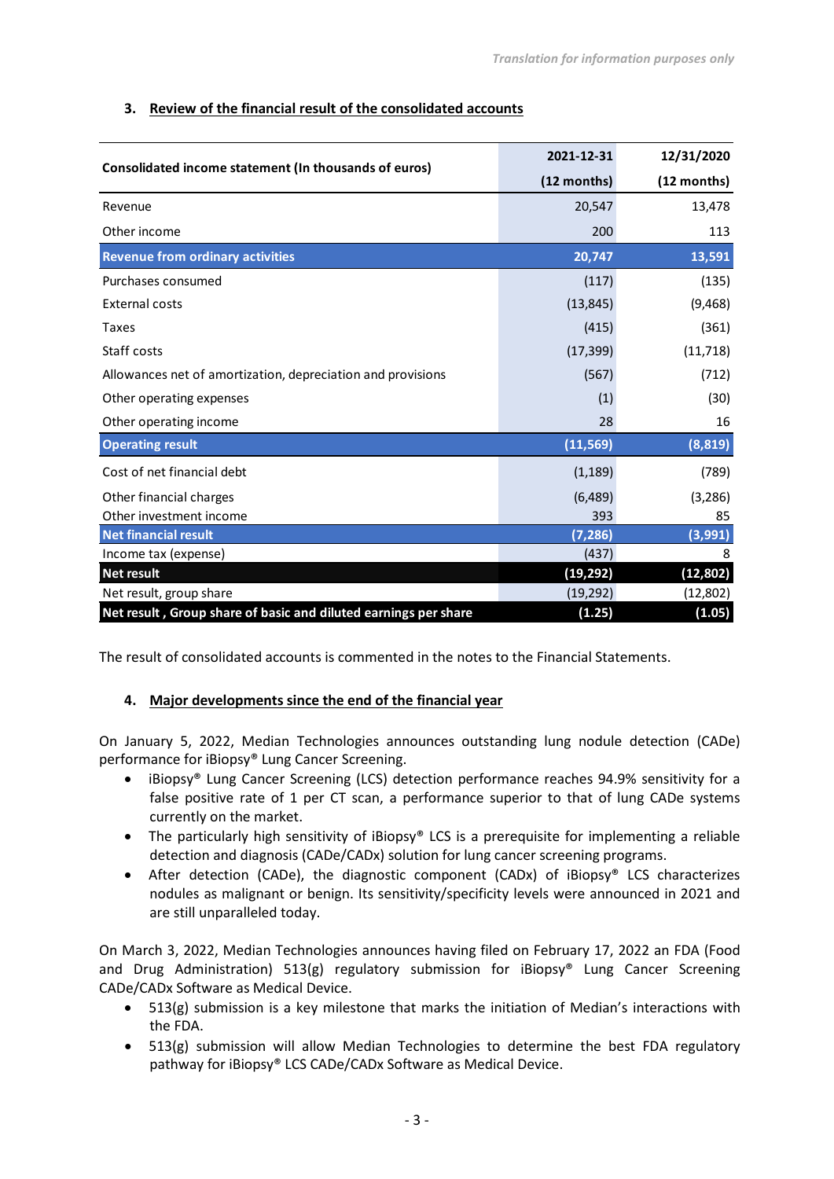### 3. Review of the financial result of the consolidated accounts

| Consolidated income statement (In thousands of euros) | 2021-12-31 (12 months) | 12/31/2020 (12 months) |
|---|---|---|
| Revenue | 20,547 | 13,478 |
| Other income | 200 | 113 |
| **Revenue from ordinary activities** | **20,747** | **13,591** |
| Purchases consumed | (117) | (135) |
| External costs | (13,845) | (9,468) |
| Taxes | (415) | (361) |
| Staff costs | (17,399) | (11,718) |
| Allowances net of amortization, depreciation and provisions | (567) | (712) |
| Other operating expenses | (1) | (30) |
| Other operating income | 28 | 16 |
| **Operating result** | **(11,569)** | **(8,819)** |
| Cost of net financial debt | (1,189) | (789) |
| Other financial charges | (6,489) | (3,286) |
| Other investment income | 393 | 85 |
| **Net financial result** | **(7,286)** | **(3,991)** |
| Income tax (expense) | (437) | 8 |
| **Net result** | **(19,292)** | **(12,802)** |
| Net result, group share | (19,292) | (12,802) |
| **Net result , Group share of basic and diluted earnings per share** | **(1.25)** | **(1.05)** |

The result of consolidated accounts is commented in the notes to the Financial Statements.

### 4. Major developments since the end of the financial year

On January 5, 2022, Median Technologies announces outstanding lung nodule detection (CADe) performance for iBiopsy® Lung Cancer Screening.

- iBiopsy® Lung Cancer Screening (LCS) detection performance reaches 94.9% sensitivity for a false positive rate of 1 per CT scan, a performance superior to that of lung CADe systems currently on the market.
- The particularly high sensitivity of iBiopsy® LCS is a prerequisite for implementing a reliable detection and diagnosis (CADe/CADx) solution for lung cancer screening programs.
- After detection (CADe), the diagnostic component (CADx) of iBiopsy® LCS characterizes nodules as malignant or benign. Its sensitivity/specificity levels were announced in 2021 and are still unparalleled today.

On March 3, 2022, Median Technologies announces having filed on February 17, 2022 an FDA (Food and Drug Administration) 513(g) regulatory submission for iBiopsy® Lung Cancer Screening CADe/CADx Software as Medical Device.

- 513(g) submission is a key milestone that marks the initiation of Median's interactions with the FDA.
- 513(g) submission will allow Median Technologies to determine the best FDA regulatory pathway for iBiopsy® LCS CADe/CADx Software as Medical Device.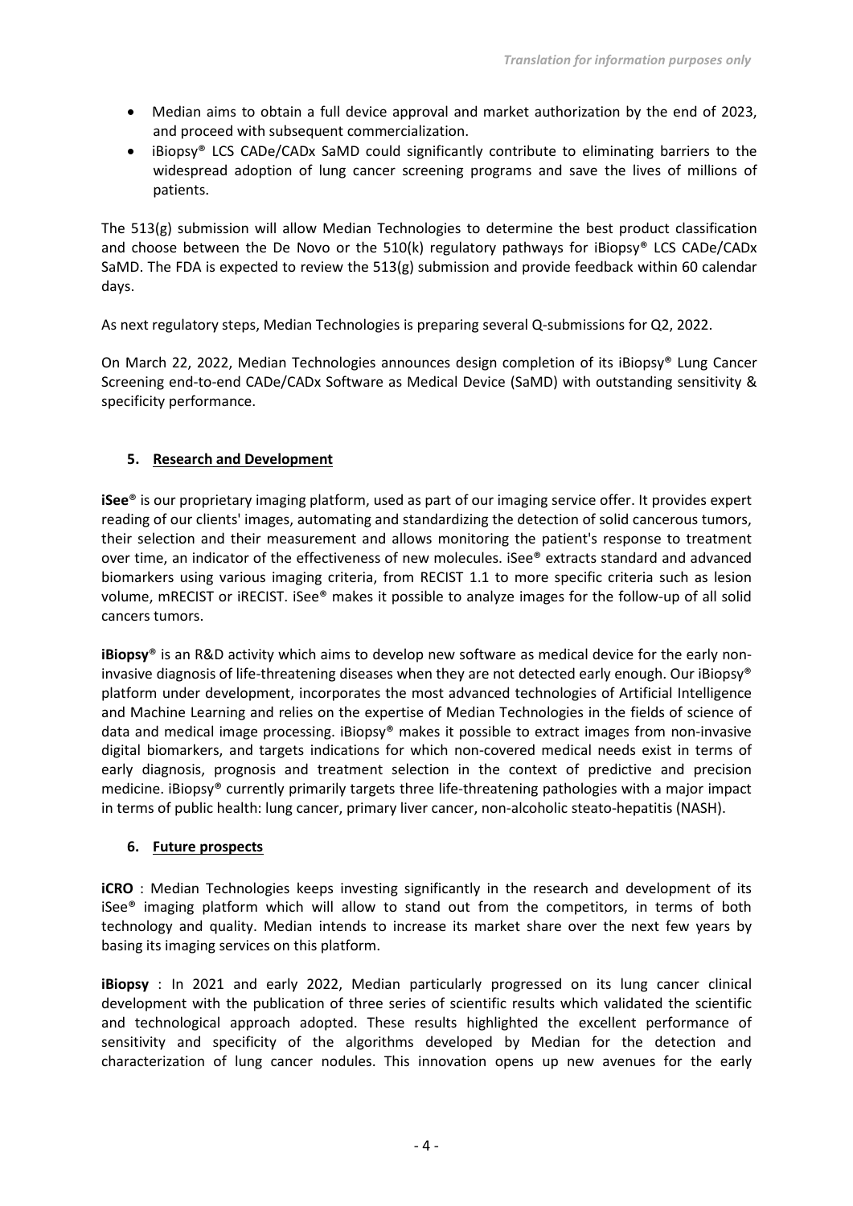- Median aims to obtain a full device approval and market authorization by the end of 2023, and proceed with subsequent commercialization.
- iBiopsy® LCS CADe/CADx SaMD could significantly contribute to eliminating barriers to the widespread adoption of lung cancer screening programs and save the lives of millions of patients.

The 513(g) submission will allow Median Technologies to determine the best product classification and choose between the De Novo or the 510(k) regulatory pathways for iBiopsy® LCS CADe/CADx SaMD. The FDA is expected to review the 513(g) submission and provide feedback within 60 calendar days.

As next regulatory steps, Median Technologies is preparing several Q-submissions for Q2, 2022.

On March 22, 2022, Median Technologies announces design completion of its iBiopsy® Lung Cancer Screening end-to-end CADe/CADx Software as Medical Device (SaMD) with outstanding sensitivity & specificity performance.

## 5. Research and Development

**iSee**® is our proprietary imaging platform, used as part of our imaging service offer. It provides expert reading of our clients' images, automating and standardizing the detection of solid cancerous tumors, their selection and their measurement and allows monitoring the patient's response to treatment over time, an indicator of the effectiveness of new molecules. iSee® extracts standard and advanced biomarkers using various imaging criteria, from RECIST 1.1 to more specific criteria such as lesion volume, mRECIST or iRECIST. iSee® makes it possible to analyze images for the follow-up of all solid cancers tumors.

**iBiopsy**® is an R&D activity which aims to develop new software as medical device for the early non-invasive diagnosis of life-threatening diseases when they are not detected early enough. Our iBiopsy® platform under development, incorporates the most advanced technologies of Artificial Intelligence and Machine Learning and relies on the expertise of Median Technologies in the fields of science of data and medical image processing. iBiopsy® makes it possible to extract images from non-invasive digital biomarkers, and targets indications for which non-covered medical needs exist in terms of early diagnosis, prognosis and treatment selection in the context of predictive and precision medicine. iBiopsy® currently primarily targets three life-threatening pathologies with a major impact in terms of public health: lung cancer, primary liver cancer, non-alcoholic steato-hepatitis (NASH).

## 6. Future prospects

**iCRO** : Median Technologies keeps investing significantly in the research and development of its iSee® imaging platform which will allow to stand out from the competitors, in terms of both technology and quality. Median intends to increase its market share over the next few years by basing its imaging services on this platform.

**iBiopsy** : In 2021 and early 2022, Median particularly progressed on its lung cancer clinical development with the publication of three series of scientific results which validated the scientific and technological approach adopted. These results highlighted the excellent performance of sensitivity and specificity of the algorithms developed by Median for the detection and characterization of lung cancer nodules. This innovation opens up new avenues for the early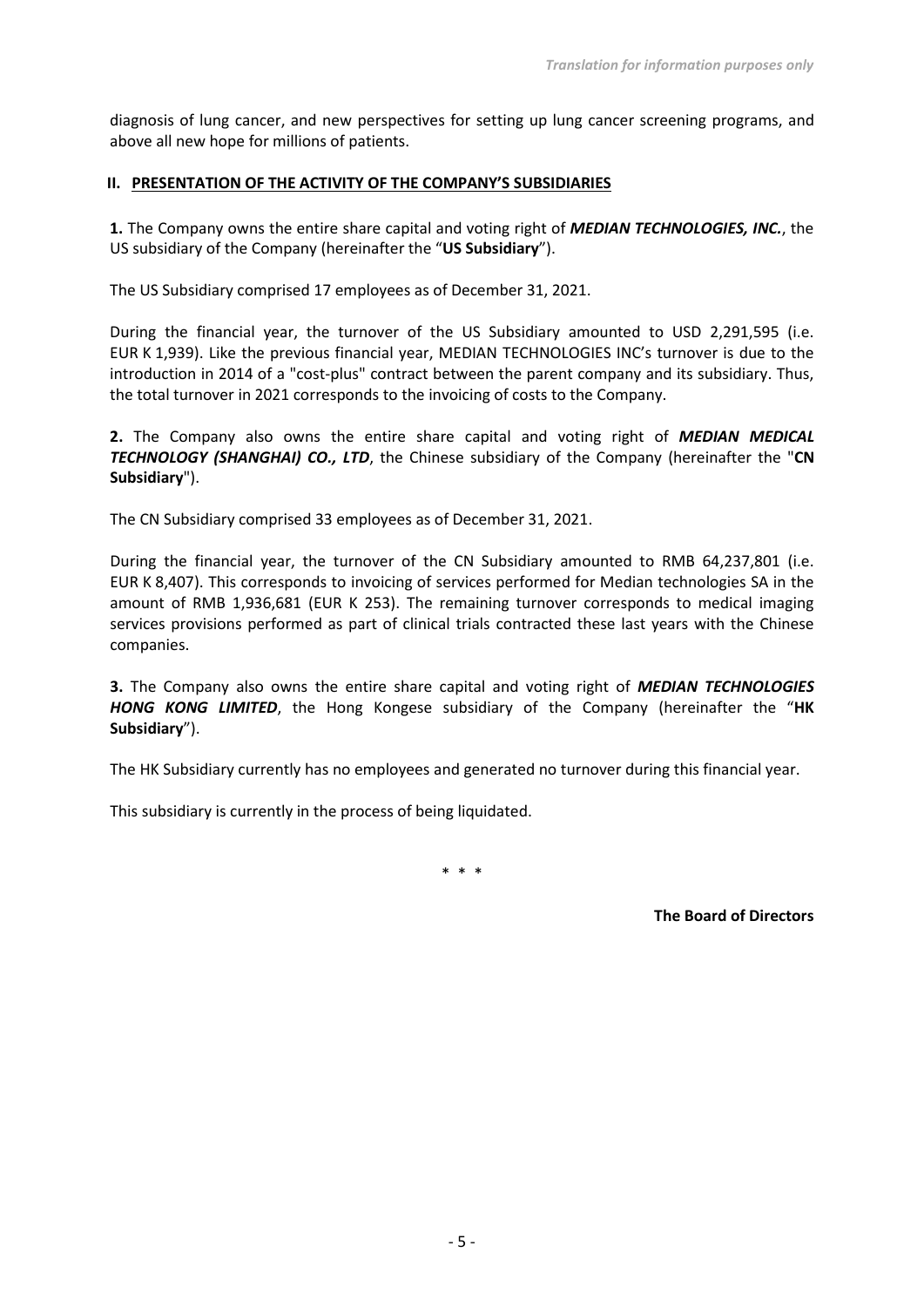diagnosis of lung cancer, and new perspectives for setting up lung cancer screening programs, and above all new hope for millions of patients.

## II. PRESENTATION OF THE ACTIVITY OF THE COMPANY'S SUBSIDIARIES

**1.** The Company owns the entire share capital and voting right of ***MEDIAN TECHNOLOGIES, INC.***, the US subsidiary of the Company (hereinafter the "**US Subsidiary**").

The US Subsidiary comprised 17 employees as of December 31, 2021.

During the financial year, the turnover of the US Subsidiary amounted to USD 2,291,595 (i.e. EUR K 1,939). Like the previous financial year, MEDIAN TECHNOLOGIES INC's turnover is due to the introduction in 2014 of a "cost-plus" contract between the parent company and its subsidiary. Thus, the total turnover in 2021 corresponds to the invoicing of costs to the Company.

**2.** The Company also owns the entire share capital and voting right of ***MEDIAN MEDICAL TECHNOLOGY (SHANGHAI) CO., LTD***, the Chinese subsidiary of the Company (hereinafter the "**CN Subsidiary**").

The CN Subsidiary comprised 33 employees as of December 31, 2021.

During the financial year, the turnover of the CN Subsidiary amounted to RMB 64,237,801 (i.e. EUR K 8,407). This corresponds to invoicing of services performed for Median technologies SA in the amount of RMB 1,936,681 (EUR K 253). The remaining turnover corresponds to medical imaging services provisions performed as part of clinical trials contracted these last years with the Chinese companies.

**3.** The Company also owns the entire share capital and voting right of ***MEDIAN TECHNOLOGIES HONG KONG LIMITED***, the Hong Kongese subsidiary of the Company (hereinafter the "**HK Subsidiary**").

The HK Subsidiary currently has no employees and generated no turnover during this financial year.

This subsidiary is currently in the process of being liquidated.

\* \* \*

**The Board of Directors**